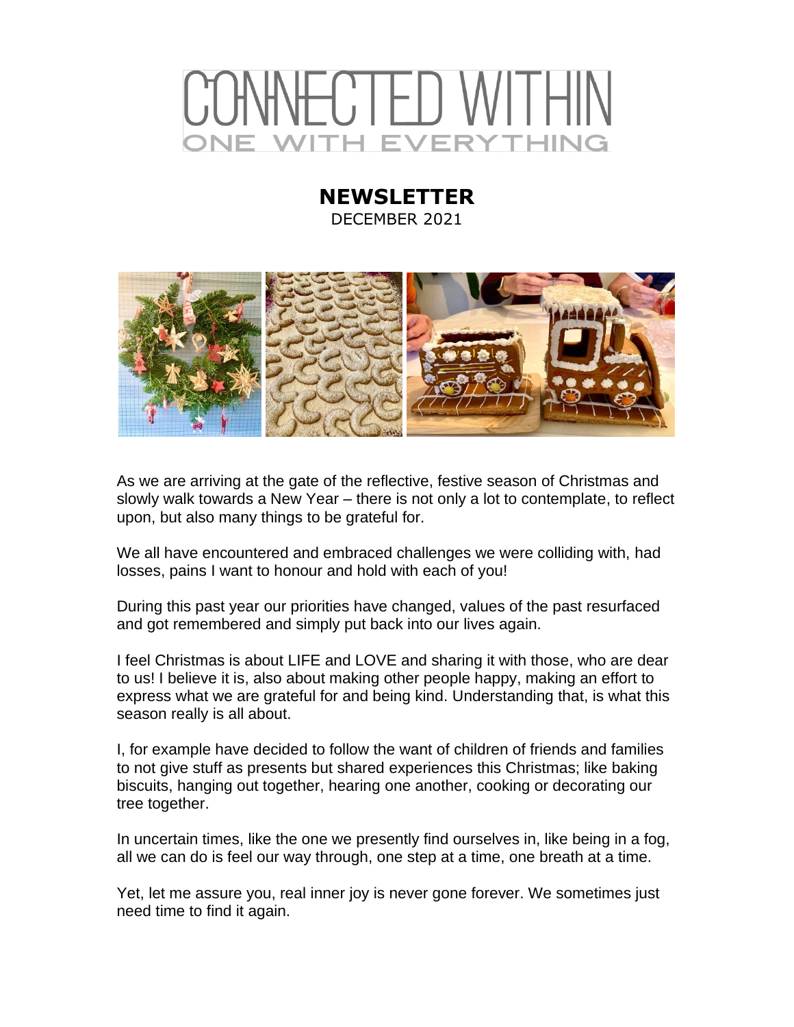# CONNECTED WITHIN
ONE WITH EVERYTHING

## NEWSLETTER
DECEMBER 2021

As we are arriving at the gate of the reflective, festive season of Christmas and slowly walk towards a New Year – there is not only a lot to contemplate, to reflect upon, but also many things to be grateful for.

We all have encountered and embraced challenges we were colliding with, had losses, pains I want to honour and hold with each of you!

During this past year our priorities have changed, values of the past resurfaced and got remembered and simply put back into our lives again.

I feel Christmas is about LIFE and LOVE and sharing it with those, who are dear to us! I believe it is, also about making other people happy, making an effort to express what we are grateful for and being kind. Understanding that, is what this season really is all about.

I, for example have decided to follow the want of children of friends and families to not give stuff as presents but shared experiences this Christmas; like baking biscuits, hanging out together, hearing one another, cooking or decorating our tree together.

In uncertain times, like the one we presently find ourselves in, like being in a fog, all we can do is feel our way through, one step at a time, one breath at a time.

Yet, let me assure you, real inner joy is never gone forever. We sometimes just need time to find it again.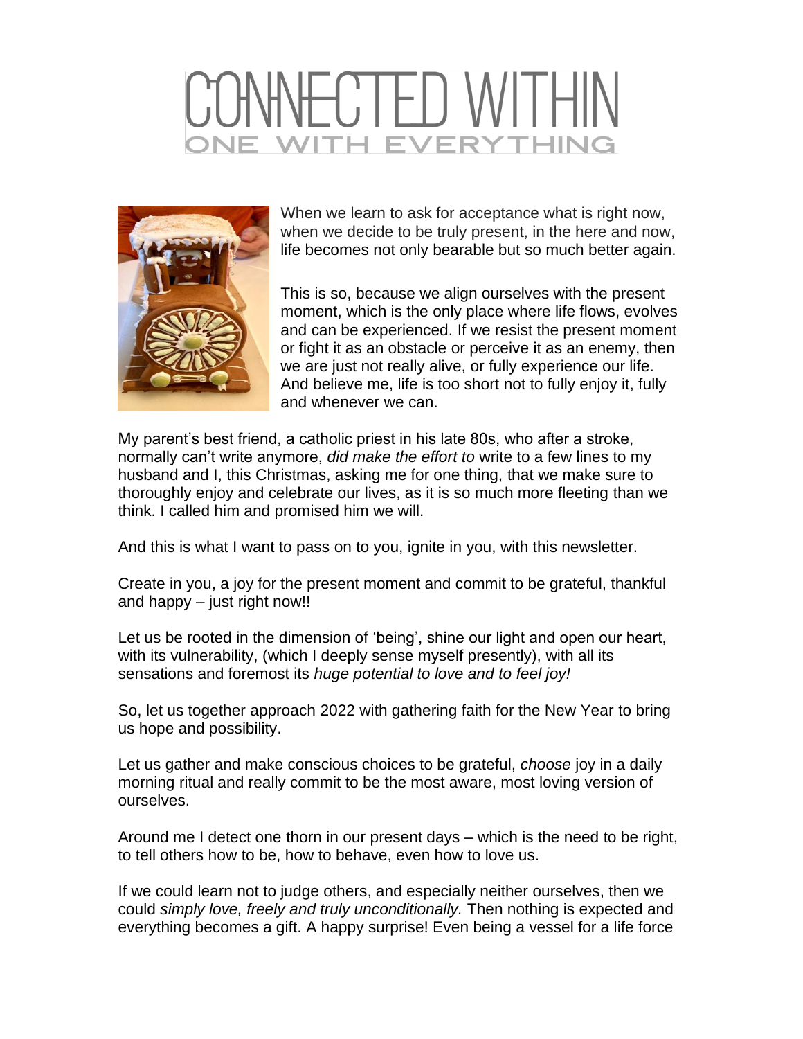# CONNECTED WITHIN

## ONE WITH EVERYTHING

When we learn to ask for acceptance what is right now, when we decide to be truly present, in the here and now, life becomes not only bearable but so much better again.

This is so, because we align ourselves with the present moment, which is the only place where life flows, evolves and can be experienced. If we resist the present moment or fight it as an obstacle or perceive it as an enemy, then we are just not really alive, or fully experience our life. And believe me, life is too short not to fully enjoy it, fully and whenever we can.

My parent's best friend, a catholic priest in his late 80s, who after a stroke, normally can't write anymore, *did make the effort to* write to a few lines to my husband and I, this Christmas, asking me for one thing, that we make sure to thoroughly enjoy and celebrate our lives, as it is so much more fleeting than we think. I called him and promised him we will.

And this is what I want to pass on to you, ignite in you, with this newsletter.

Create in you, a joy for the present moment and commit to be grateful, thankful and happy – just right now!!

Let us be rooted in the dimension of 'being', shine our light and open our heart, with its vulnerability, (which I deeply sense myself presently), with all its sensations and foremost its *huge potential to love and to feel joy!*

So, let us together approach 2022 with gathering faith for the New Year to bring us hope and possibility.

Let us gather and make conscious choices to be grateful, *choose* joy in a daily morning ritual and really commit to be the most aware, most loving version of ourselves.

Around me I detect one thorn in our present days – which is the need to be right, to tell others how to be, how to behave, even how to love us.

If we could learn not to judge others, and especially neither ourselves, then we could *simply love, freely and truly unconditionally.* Then nothing is expected and everything becomes a gift. A happy surprise! Even being a vessel for a life force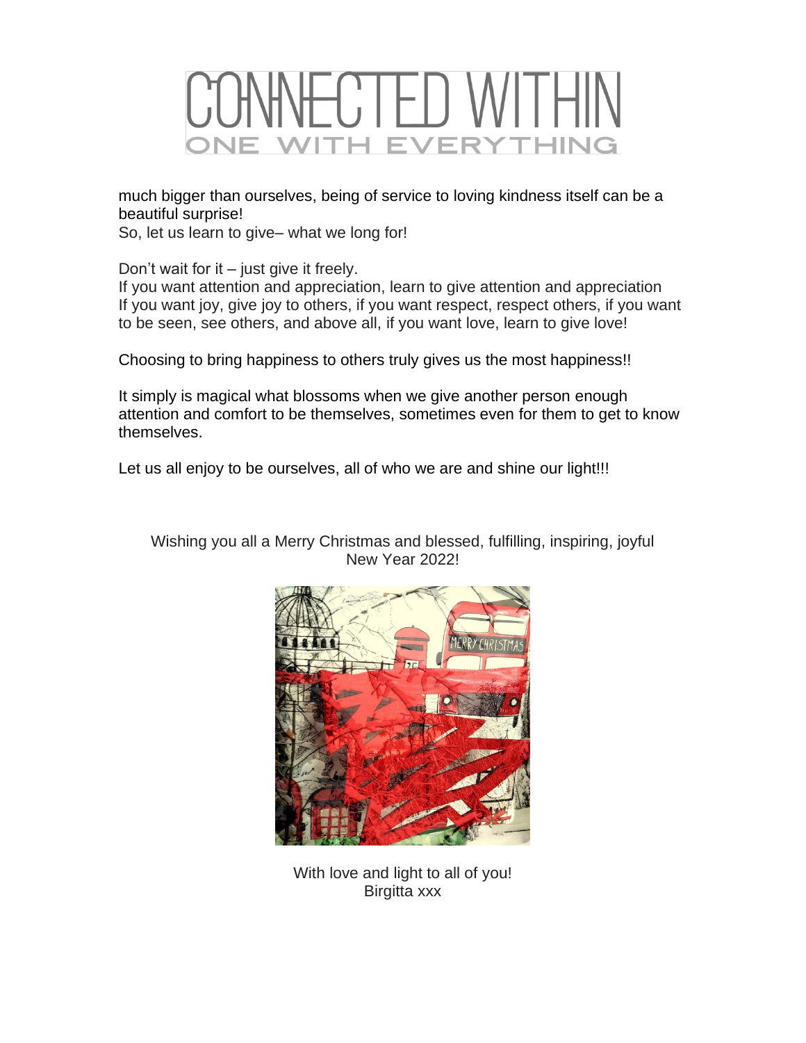much bigger than ourselves, being of service to loving kindness itself can be a beautiful surprise!
So, let us learn to give– what we long for!

Don't wait for it – just give it freely.
If you want attention and appreciation, learn to give attention and appreciation
If you want joy, give joy to others, if you want respect, respect others, if you want to be seen, see others, and above all, if you want love, learn to give love!

Choosing to bring happiness to others truly gives us the most happiness!!

It simply is magical what blossoms when we give another person enough attention and comfort to be themselves, sometimes even for them to get to know themselves.

Let us all enjoy to be ourselves, all of who we are and shine our light!!!

Wishing you all a Merry Christmas and blessed, fulfilling, inspiring, joyful New Year 2022!

With love and light to all of you!
Birgitta xxx